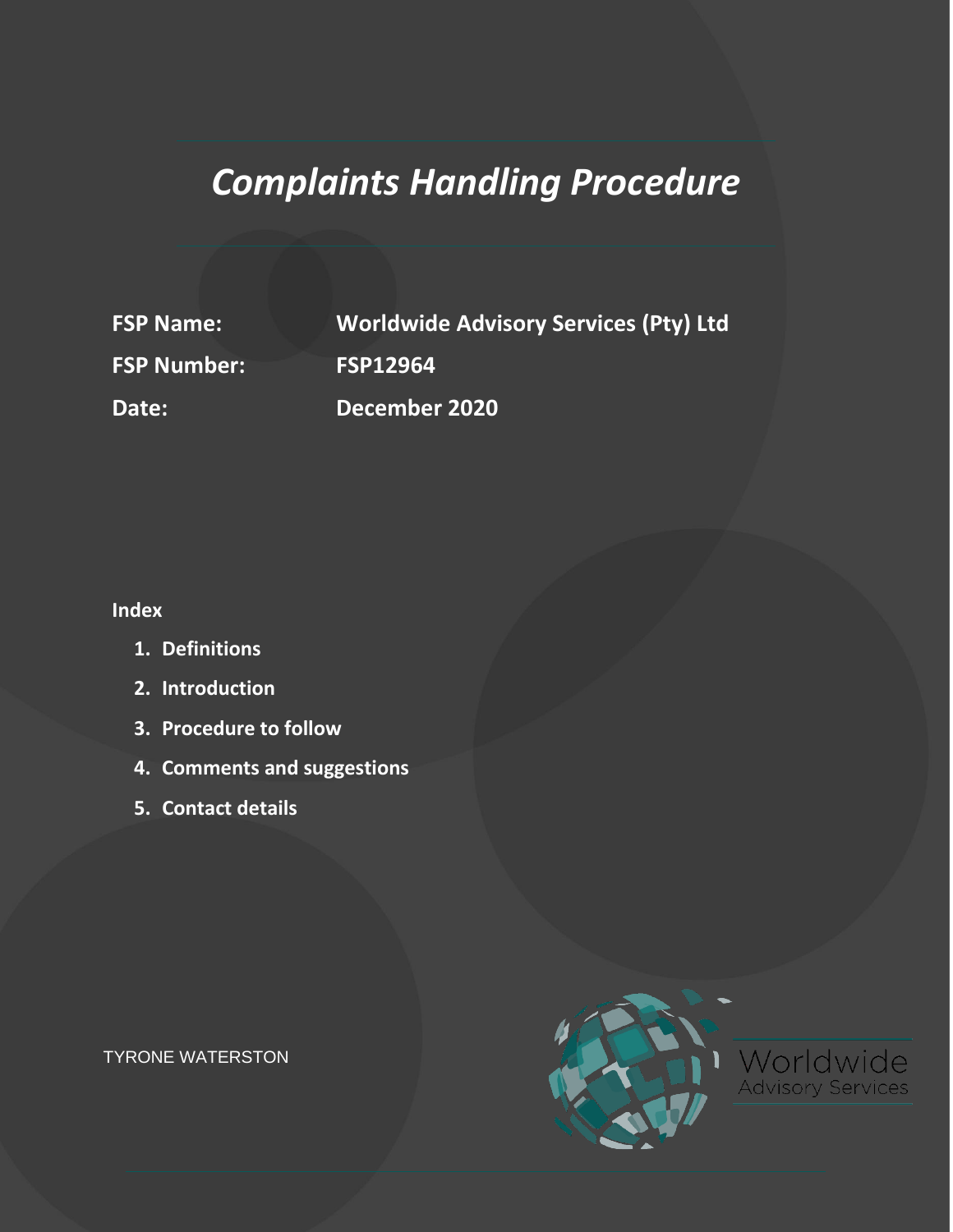# *Complaints Handling Procedure*

**FSP Name:** **Worldwide Advisory Services (Pty) Ltd**

**FSP Number:** **FSP12964**

**Date:** **December 2020**

**Index**

1. **Definitions**
2. **Introduction**
3. **Procedure to follow**
4. **Comments and suggestions**
5. **Contact details**

TYRONE WATERSTON

Worldwide
Advisory Services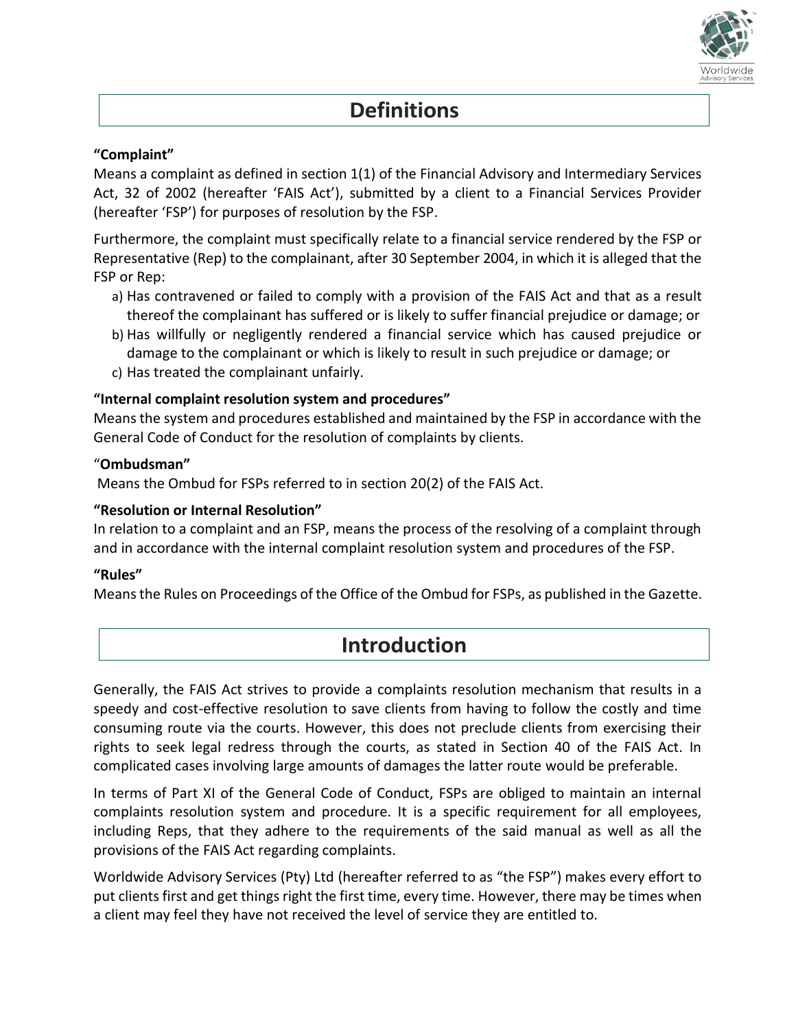# Definitions

**"Complaint"**

Means a complaint as defined in section 1(1) of the Financial Advisory and Intermediary Services Act, 32 of 2002 (hereafter 'FAIS Act'), submitted by a client to a Financial Services Provider (hereafter 'FSP') for purposes of resolution by the FSP.

Furthermore, the complaint must specifically relate to a financial service rendered by the FSP or Representative (Rep) to the complainant, after 30 September 2004, in which it is alleged that the FSP or Rep:

a) Has contravened or failed to comply with a provision of the FAIS Act and that as a result thereof the complainant has suffered or is likely to suffer financial prejudice or damage; or
b) Has willfully or negligently rendered a financial service which has caused prejudice or damage to the complainant or which is likely to result in such prejudice or damage; or
c) Has treated the complainant unfairly.

**"Internal complaint resolution system and procedures"**

Means the system and procedures established and maintained by the FSP in accordance with the General Code of Conduct for the resolution of complaints by clients.

"**Ombudsman"**

Means the Ombud for FSPs referred to in section 20(2) of the FAIS Act.

**"Resolution or Internal Resolution"**

In relation to a complaint and an FSP, means the process of the resolving of a complaint through and in accordance with the internal complaint resolution system and procedures of the FSP.

**"Rules"**

Means the Rules on Proceedings of the Office of the Ombud for FSPs, as published in the Gazette.

# Introduction

Generally, the FAIS Act strives to provide a complaints resolution mechanism that results in a speedy and cost-effective resolution to save clients from having to follow the costly and time consuming route via the courts. However, this does not preclude clients from exercising their rights to seek legal redress through the courts, as stated in Section 40 of the FAIS Act. In complicated cases involving large amounts of damages the latter route would be preferable.

In terms of Part XI of the General Code of Conduct, FSPs are obliged to maintain an internal complaints resolution system and procedure. It is a specific requirement for all employees, including Reps, that they adhere to the requirements of the said manual as well as all the provisions of the FAIS Act regarding complaints.

Worldwide Advisory Services (Pty) Ltd (hereafter referred to as "the FSP") makes every effort to put clients first and get things right the first time, every time. However, there may be times when a client may feel they have not received the level of service they are entitled to.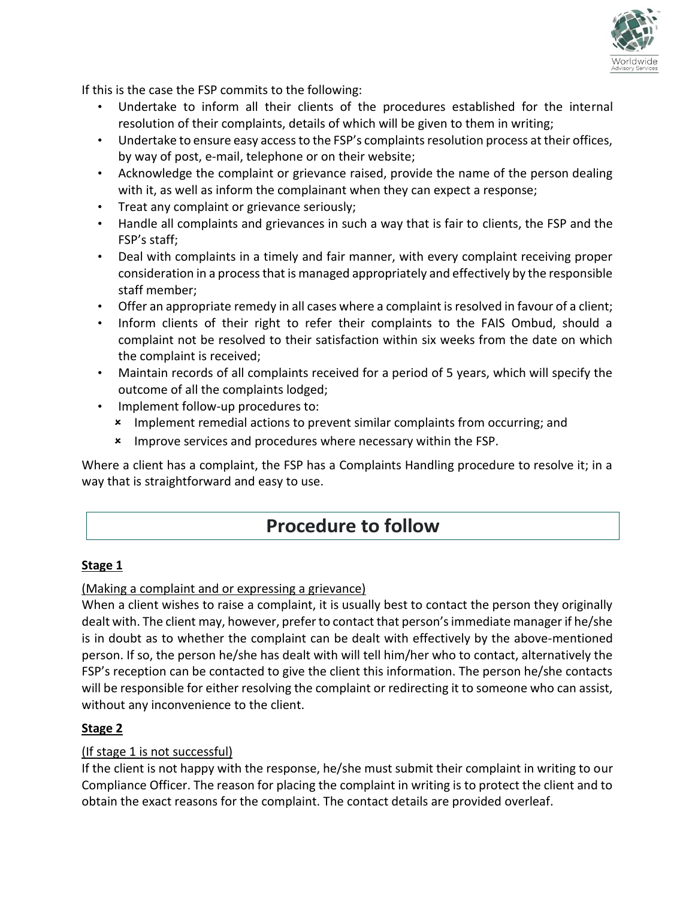If this is the case the FSP commits to the following:

- Undertake to inform all their clients of the procedures established for the internal resolution of their complaints, details of which will be given to them in writing;
- Undertake to ensure easy access to the FSP's complaints resolution process at their offices, by way of post, e-mail, telephone or on their website;
- Acknowledge the complaint or grievance raised, provide the name of the person dealing with it, as well as inform the complainant when they can expect a response;
- Treat any complaint or grievance seriously;
- Handle all complaints and grievances in such a way that is fair to clients, the FSP and the FSP's staff;
- Deal with complaints in a timely and fair manner, with every complaint receiving proper consideration in a process that is managed appropriately and effectively by the responsible staff member;
- Offer an appropriate remedy in all cases where a complaint is resolved in favour of a client;
- Inform clients of their right to refer their complaints to the FAIS Ombud, should a complaint not be resolved to their satisfaction within six weeks from the date on which the complaint is received;
- Maintain records of all complaints received for a period of 5 years, which will specify the outcome of all the complaints lodged;
- Implement follow-up procedures to:
  - Implement remedial actions to prevent similar complaints from occurring; and
  - Improve services and procedures where necessary within the FSP.

Where a client has a complaint, the FSP has a Complaints Handling procedure to resolve it; in a way that is straightforward and easy to use.

## Procedure to follow

### Stage 1

(Making a complaint and or expressing a grievance)

When a client wishes to raise a complaint, it is usually best to contact the person they originally dealt with. The client may, however, prefer to contact that person's immediate manager if he/she is in doubt as to whether the complaint can be dealt with effectively by the above-mentioned person. If so, the person he/she has dealt with will tell him/her who to contact, alternatively the FSP's reception can be contacted to give the client this information. The person he/she contacts will be responsible for either resolving the complaint or redirecting it to someone who can assist, without any inconvenience to the client.

### Stage 2

(If stage 1 is not successful)

If the client is not happy with the response, he/she must submit their complaint in writing to our Compliance Officer. The reason for placing the complaint in writing is to protect the client and to obtain the exact reasons for the complaint. The contact details are provided overleaf.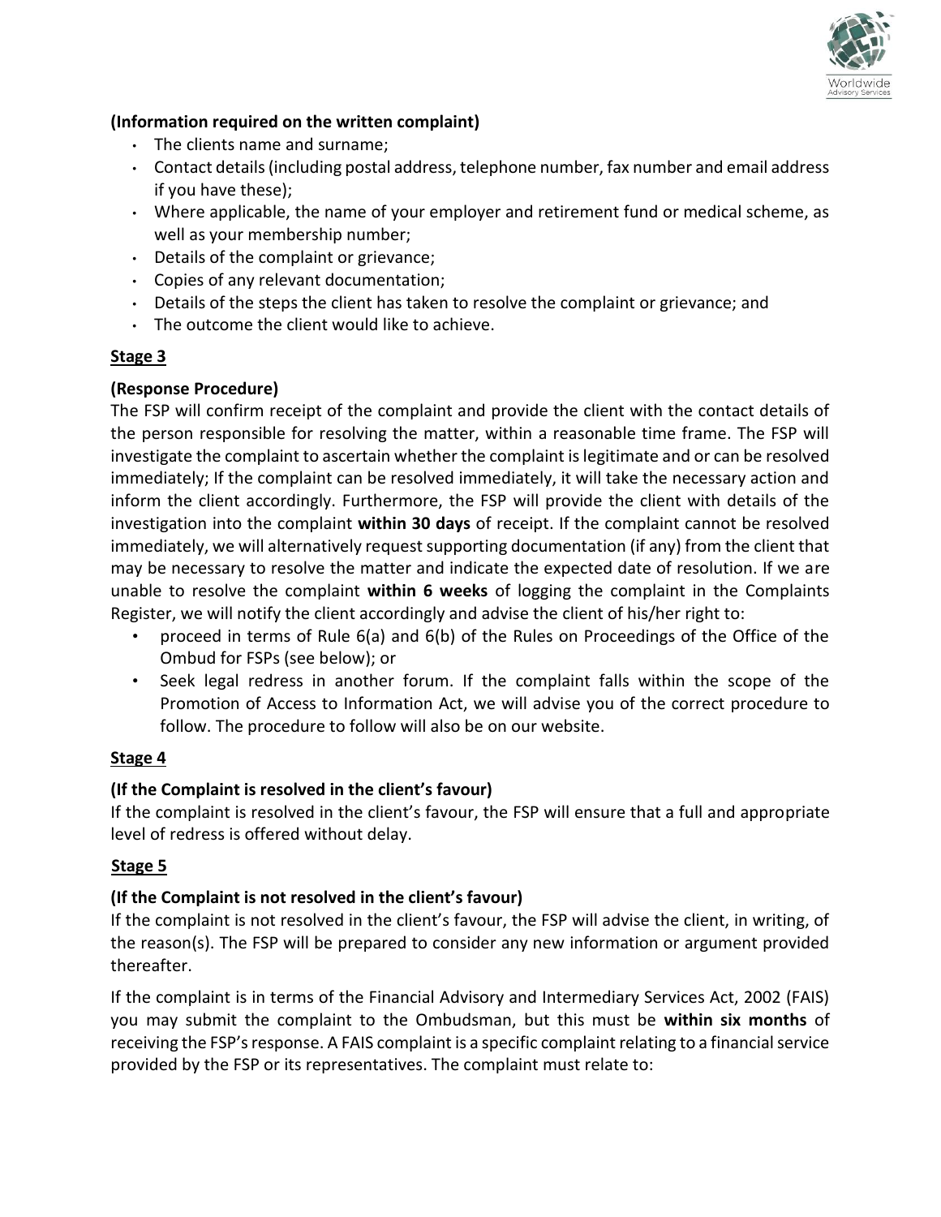**(Information required on the written complaint)**

- The clients name and surname;
- Contact details (including postal address, telephone number, fax number and email address if you have these);
- Where applicable, the name of your employer and retirement fund or medical scheme, as well as your membership number;
- Details of the complaint or grievance;
- Copies of any relevant documentation;
- Details of the steps the client has taken to resolve the complaint or grievance; and
- The outcome the client would like to achieve.

## Stage 3

**(Response Procedure)**

The FSP will confirm receipt of the complaint and provide the client with the contact details of the person responsible for resolving the matter, within a reasonable time frame. The FSP will investigate the complaint to ascertain whether the complaint is legitimate and or can be resolved immediately; If the complaint can be resolved immediately, it will take the necessary action and inform the client accordingly. Furthermore, the FSP will provide the client with details of the investigation into the complaint **within 30 days** of receipt. If the complaint cannot be resolved immediately, we will alternatively request supporting documentation (if any) from the client that may be necessary to resolve the matter and indicate the expected date of resolution. If we are unable to resolve the complaint **within 6 weeks** of logging the complaint in the Complaints Register, we will notify the client accordingly and advise the client of his/her right to:

- proceed in terms of Rule 6(a) and 6(b) of the Rules on Proceedings of the Office of the Ombud for FSPs (see below); or
- Seek legal redress in another forum. If the complaint falls within the scope of the Promotion of Access to Information Act, we will advise you of the correct procedure to follow. The procedure to follow will also be on our website.

## Stage 4

**(If the Complaint is resolved in the client's favour)**

If the complaint is resolved in the client's favour, the FSP will ensure that a full and appropriate level of redress is offered without delay.

## Stage 5

**(If the Complaint is not resolved in the client's favour)**

If the complaint is not resolved in the client's favour, the FSP will advise the client, in writing, of the reason(s). The FSP will be prepared to consider any new information or argument provided thereafter.

If the complaint is in terms of the Financial Advisory and Intermediary Services Act, 2002 (FAIS) you may submit the complaint to the Ombudsman, but this must be **within six months** of receiving the FSP's response. A FAIS complaint is a specific complaint relating to a financial service provided by the FSP or its representatives. The complaint must relate to: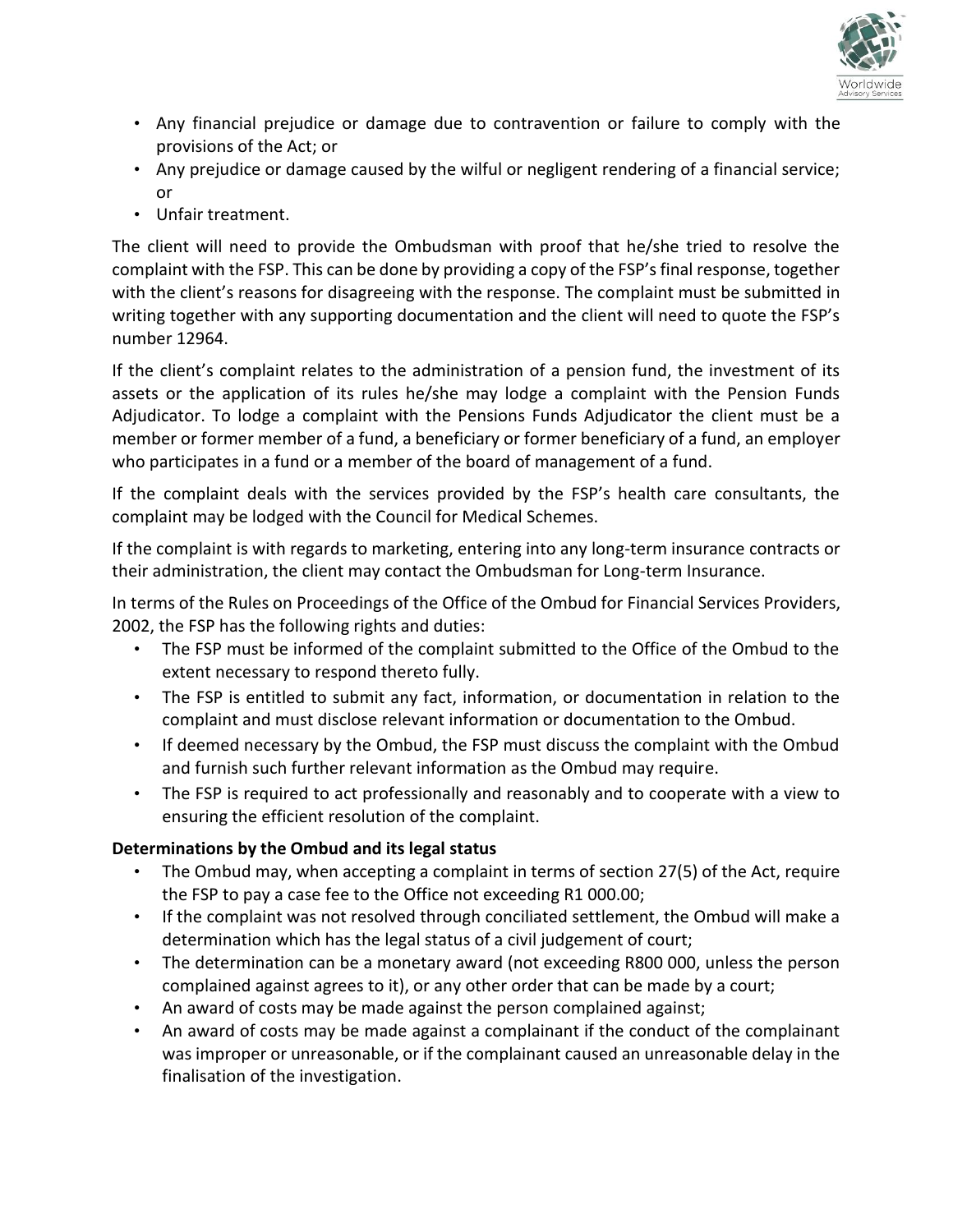- Any financial prejudice or damage due to contravention or failure to comply with the provisions of the Act; or
- Any prejudice or damage caused by the wilful or negligent rendering of a financial service; or
- Unfair treatment.

The client will need to provide the Ombudsman with proof that he/she tried to resolve the complaint with the FSP. This can be done by providing a copy of the FSP's final response, together with the client's reasons for disagreeing with the response. The complaint must be submitted in writing together with any supporting documentation and the client will need to quote the FSP's number 12964.

If the client's complaint relates to the administration of a pension fund, the investment of its assets or the application of its rules he/she may lodge a complaint with the Pension Funds Adjudicator. To lodge a complaint with the Pensions Funds Adjudicator the client must be a member or former member of a fund, a beneficiary or former beneficiary of a fund, an employer who participates in a fund or a member of the board of management of a fund.

If the complaint deals with the services provided by the FSP's health care consultants, the complaint may be lodged with the Council for Medical Schemes.

If the complaint is with regards to marketing, entering into any long-term insurance contracts or their administration, the client may contact the Ombudsman for Long-term Insurance.

In terms of the Rules on Proceedings of the Office of the Ombud for Financial Services Providers, 2002, the FSP has the following rights and duties:

- The FSP must be informed of the complaint submitted to the Office of the Ombud to the extent necessary to respond thereto fully.
- The FSP is entitled to submit any fact, information, or documentation in relation to the complaint and must disclose relevant information or documentation to the Ombud.
- If deemed necessary by the Ombud, the FSP must discuss the complaint with the Ombud and furnish such further relevant information as the Ombud may require.
- The FSP is required to act professionally and reasonably and to cooperate with a view to ensuring the efficient resolution of the complaint.

**Determinations by the Ombud and its legal status**

- The Ombud may, when accepting a complaint in terms of section 27(5) of the Act, require the FSP to pay a case fee to the Office not exceeding R1 000.00;
- If the complaint was not resolved through conciliated settlement, the Ombud will make a determination which has the legal status of a civil judgement of court;
- The determination can be a monetary award (not exceeding R800 000, unless the person complained against agrees to it), or any other order that can be made by a court;
- An award of costs may be made against the person complained against;
- An award of costs may be made against a complainant if the conduct of the complainant was improper or unreasonable, or if the complainant caused an unreasonable delay in the finalisation of the investigation.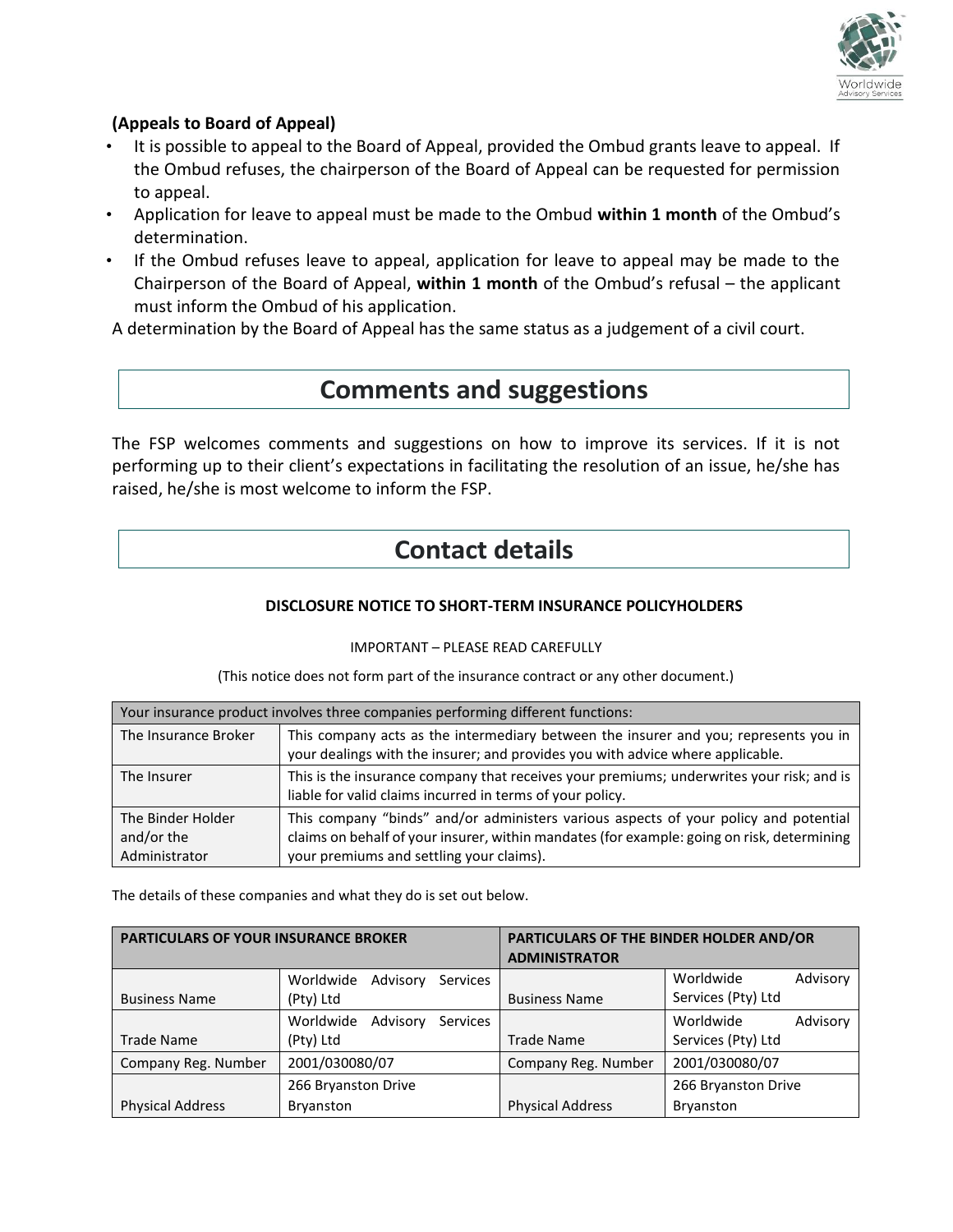**(Appeals to Board of Appeal)**

- It is possible to appeal to the Board of Appeal, provided the Ombud grants leave to appeal. If the Ombud refuses, the chairperson of the Board of Appeal can be requested for permission to appeal.
- Application for leave to appeal must be made to the Ombud **within 1 month** of the Ombud's determination.
- If the Ombud refuses leave to appeal, application for leave to appeal may be made to the Chairperson of the Board of Appeal, **within 1 month** of the Ombud's refusal – the applicant must inform the Ombud of his application.

A determination by the Board of Appeal has the same status as a judgement of a civil court.

# Comments and suggestions

The FSP welcomes comments and suggestions on how to improve its services. If it is not performing up to their client's expectations in facilitating the resolution of an issue, he/she has raised, he/she is most welcome to inform the FSP.

# Contact details

**DISCLOSURE NOTICE TO SHORT-TERM INSURANCE POLICYHOLDERS**

IMPORTANT – PLEASE READ CAREFULLY

(This notice does not form part of the insurance contract or any other document.)

| Your insurance product involves three companies performing different functions: | |
|---|---|
| The Insurance Broker | This company acts as the intermediary between the insurer and you; represents you in your dealings with the insurer; and provides you with advice where applicable. |
| The Insurer | This is the insurance company that receives your premiums; underwrites your risk; and is liable for valid claims incurred in terms of your policy. |
| The Binder Holder and/or the Administrator | This company "binds" and/or administers various aspects of your policy and potential claims on behalf of your insurer, within mandates (for example: going on risk, determining your premiums and settling your claims). |

The details of these companies and what they do is set out below.

| PARTICULARS OF YOUR INSURANCE BROKER | | PARTICULARS OF THE BINDER HOLDER AND/OR ADMINISTRATOR | |
|---|---|---|---|
| Business Name | Worldwide Advisory Services (Pty) Ltd | Business Name | Worldwide Advisory Services (Pty) Ltd |
| Trade Name | Worldwide Advisory Services (Pty) Ltd | Trade Name | Worldwide Advisory Services (Pty) Ltd |
| Company Reg. Number | 2001/030080/07 | Company Reg. Number | 2001/030080/07 |
| Physical Address | 266 Bryanston Drive Bryanston | Physical Address | 266 Bryanston Drive Bryanston |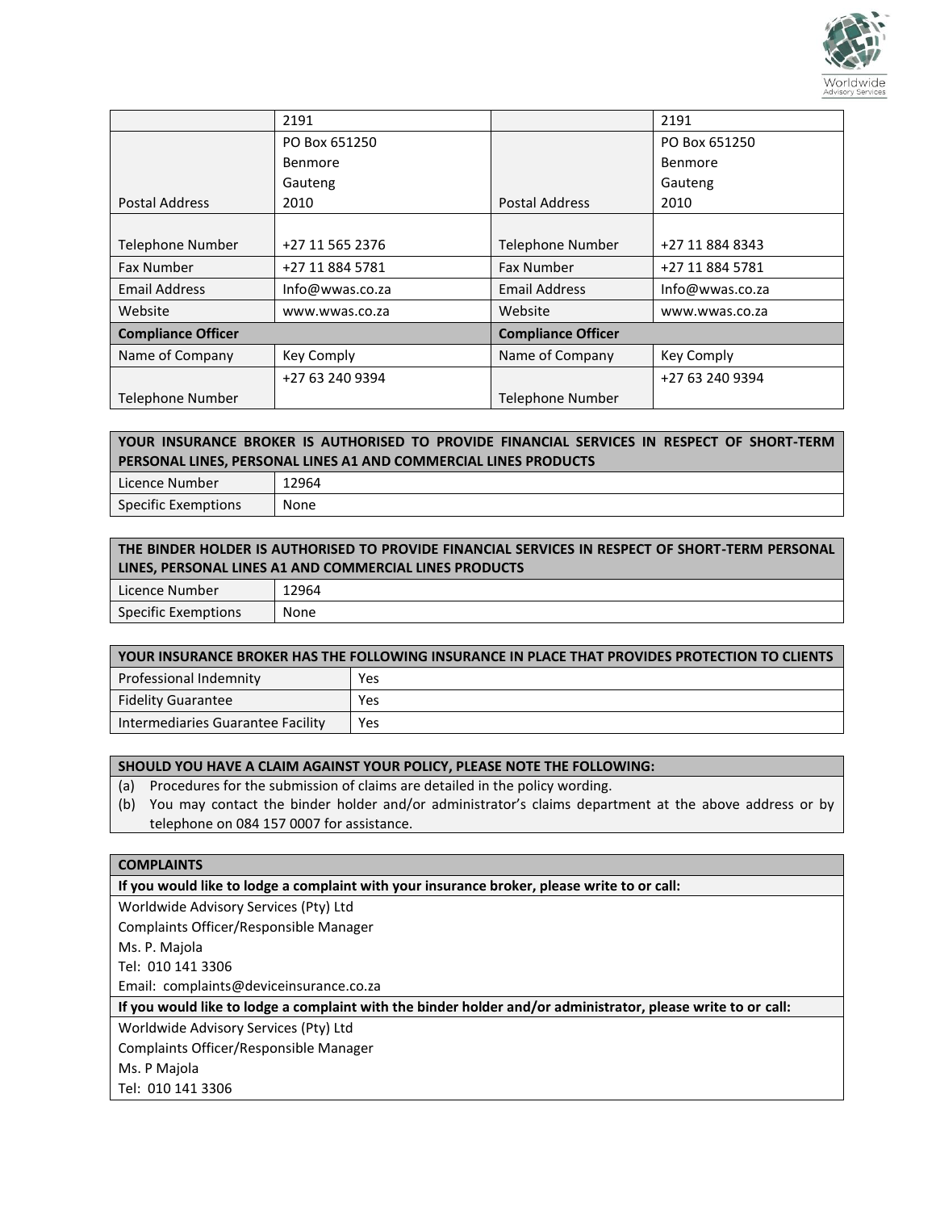| | | | |
|---|---|---|---|
| | 2191 | | 2191 |
| Postal Address | PO Box 651250<br>Benmore<br>Gauteng<br>2010 | Postal Address | PO Box 651250<br>Benmore<br>Gauteng<br>2010 |
| Telephone Number | +27 11 565 2376 | Telephone Number | +27 11 884 8343 |
| Fax Number | +27 11 884 5781 | Fax Number | +27 11 884 5781 |
| Email Address | Info@wwas.co.za | Email Address | Info@wwas.co.za |
| Website | www.wwas.co.za | Website | www.wwas.co.za |
| **Compliance Officer** | | **Compliance Officer** | |
| Name of Company | Key Comply | Name of Company | Key Comply |
| Telephone Number | +27 63 240 9394 | Telephone Number | +27 63 240 9394 |

| **YOUR INSURANCE BROKER IS AUTHORISED TO PROVIDE FINANCIAL SERVICES IN RESPECT OF SHORT-TERM PERSONAL LINES, PERSONAL LINES A1 AND COMMERCIAL LINES PRODUCTS** | |
|---|---|
| Licence Number | 12964 |
| Specific Exemptions | None |

| **THE BINDER HOLDER IS AUTHORISED TO PROVIDE FINANCIAL SERVICES IN RESPECT OF SHORT-TERM PERSONAL LINES, PERSONAL LINES A1 AND COMMERCIAL LINES PRODUCTS** | |
|---|---|
| Licence Number | 12964 |
| Specific Exemptions | None |

| **YOUR INSURANCE BROKER HAS THE FOLLOWING INSURANCE IN PLACE THAT PROVIDES PROTECTION TO CLIENTS** | |
|---|---|
| Professional Indemnity | Yes |
| Fidelity Guarantee | Yes |
| Intermediaries Guarantee Facility | Yes |

**SHOULD YOU HAVE A CLAIM AGAINST YOUR POLICY, PLEASE NOTE THE FOLLOWING:**

(a) Procedures for the submission of claims are detailed in the policy wording.

(b) You may contact the binder holder and/or administrator's claims department at the above address or by telephone on 084 157 0007 for assistance.

**COMPLAINTS**

**If you would like to lodge a complaint with your insurance broker, please write to or call:**

Worldwide Advisory Services (Pty) Ltd
Complaints Officer/Responsible Manager
Ms. P. Majola
Tel: 010 141 3306
Email: complaints@deviceinsurance.co.za

**If you would like to lodge a complaint with the binder holder and/or administrator, please write to or call:**

Worldwide Advisory Services (Pty) Ltd
Complaints Officer/Responsible Manager
Ms. P Majola
Tel: 010 141 3306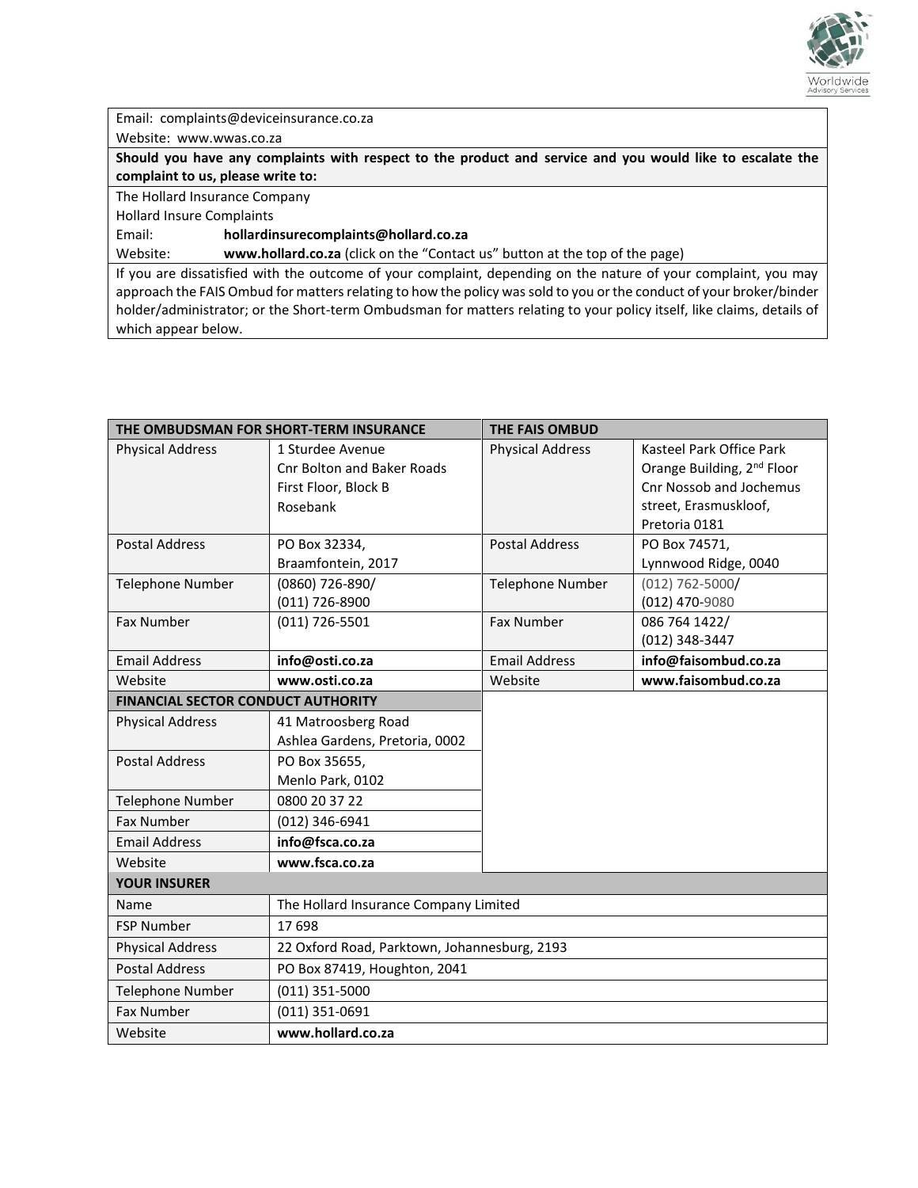Email: complaints@deviceinsurance.co.za
Website: www.wwas.co.za

**Should you have any complaints with respect to the product and service and you would like to escalate the complaint to us, please write to:**

The Hollard Insurance Company
Hollard Insure Complaints
Email: **hollardinsurecomplaints@hollard.co.za**
Website: **www.hollard.co.za** (click on the "Contact us" button at the top of the page)

If you are dissatisfied with the outcome of your complaint, depending on the nature of your complaint, you may approach the FAIS Ombud for matters relating to how the policy was sold to you or the conduct of your broker/binder holder/administrator; or the Short-term Ombudsman for matters relating to your policy itself, like claims, details of which appear below.

| **THE OMBUDSMAN FOR SHORT-TERM INSURANCE** | | **THE FAIS OMBUD** | |
|---|---|---|---|
| Physical Address | 1 Sturdee Avenue<br>Cnr Bolton and Baker Roads<br>First Floor, Block B<br>Rosebank | Physical Address | Kasteel Park Office Park<br>Orange Building, 2nd Floor<br>Cnr Nossob and Jochemus street, Erasmuskloof, Pretoria 0181 |
| Postal Address | PO Box 32334,<br>Braamfontein, 2017 | Postal Address | PO Box 74571,<br>Lynnwood Ridge, 0040 |
| Telephone Number | (0860) 726-890/<br>(011) 726-8900 | Telephone Number | (012) 762-5000/<br>(012) 470-9080 |
| Fax Number | (011) 726-5501 | Fax Number | 086 764 1422/<br>(012) 348-3447 |
| Email Address | **info@osti.co.za** | Email Address | **info@faisombud.co.za** |
| Website | **www.osti.co.za** | Website | **www.faisombud.co.za** |

| **FINANCIAL SECTOR CONDUCT AUTHORITY** | |
|---|---|
| Physical Address | 41 Matroosberg Road<br>Ashlea Gardens, Pretoria, 0002 |
| Postal Address | PO Box 35655,<br>Menlo Park, 0102 |
| Telephone Number | 0800 20 37 22 |
| Fax Number | (012) 346-6941 |
| Email Address | **info@fsca.co.za** |
| Website | **www.fsca.co.za** |

| **YOUR INSURER** | |
|---|---|
| Name | The Hollard Insurance Company Limited |
| FSP Number | 17 698 |
| Physical Address | 22 Oxford Road, Parktown, Johannesburg, 2193 |
| Postal Address | PO Box 87419, Houghton, 2041 |
| Telephone Number | (011) 351-5000 |
| Fax Number | (011) 351-0691 |
| Website | **www.hollard.co.za** |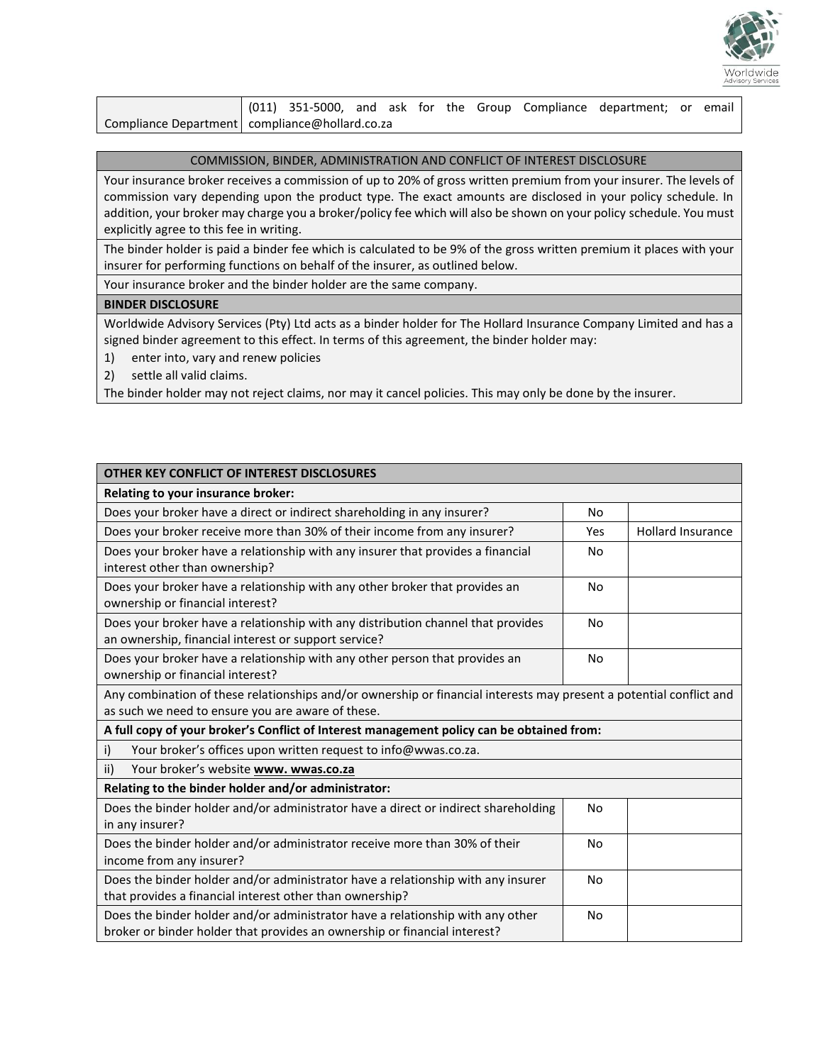| | |
|---|---|
| Compliance Department | (011) 351-5000, and ask for the Group Compliance department; or email compliance@hollard.co.za |

| COMMISSION, BINDER, ADMINISTRATION AND CONFLICT OF INTEREST DISCLOSURE |
|---|
| Your insurance broker receives a commission of up to 20% of gross written premium from your insurer. The levels of commission vary depending upon the product type. The exact amounts are disclosed in your policy schedule. In addition, your broker may charge you a broker/policy fee which will also be shown on your policy schedule. You must explicitly agree to this fee in writing. |
| The binder holder is paid a binder fee which is calculated to be 9% of the gross written premium it places with your insurer for performing functions on behalf of the insurer, as outlined below. |
| Your insurance broker and the binder holder are the same company. |
| **BINDER DISCLOSURE** |
| Worldwide Advisory Services (Pty) Ltd acts as a binder holder for The Hollard Insurance Company Limited and has a signed binder agreement to this effect. In terms of this agreement, the binder holder may:<br>1) enter into, vary and renew policies<br>2) settle all valid claims.<br>The binder holder may not reject claims, nor may it cancel policies. This may only be done by the insurer. |

| **OTHER KEY CONFLICT OF INTEREST DISCLOSURES** | | |
|---|---|---|
| **Relating to your insurance broker:** | | |
| Does your broker have a direct or indirect shareholding in any insurer? | No | |
| Does your broker receive more than 30% of their income from any insurer? | Yes | Hollard Insurance |
| Does your broker have a relationship with any insurer that provides a financial interest other than ownership? | No | |
| Does your broker have a relationship with any other broker that provides an ownership or financial interest? | No | |
| Does your broker have a relationship with any distribution channel that provides an ownership, financial interest or support service? | No | |
| Does your broker have a relationship with any other person that provides an ownership or financial interest? | No | |
| Any combination of these relationships and/or ownership or financial interests may present a potential conflict and as such we need to ensure you are aware of these. | | |
| **A full copy of your broker's Conflict of Interest management policy can be obtained from:** | | |
| i) Your broker's offices upon written request to info@wwas.co.za. | | |
| ii) Your broker's website **www. wwas.co.za** | | |
| **Relating to the binder holder and/or administrator:** | | |
| Does the binder holder and/or administrator have a direct or indirect shareholding in any insurer? | No | |
| Does the binder holder and/or administrator receive more than 30% of their income from any insurer? | No | |
| Does the binder holder and/or administrator have a relationship with any insurer that provides a financial interest other than ownership? | No | |
| Does the binder holder and/or administrator have a relationship with any other broker or binder holder that provides an ownership or financial interest? | No | |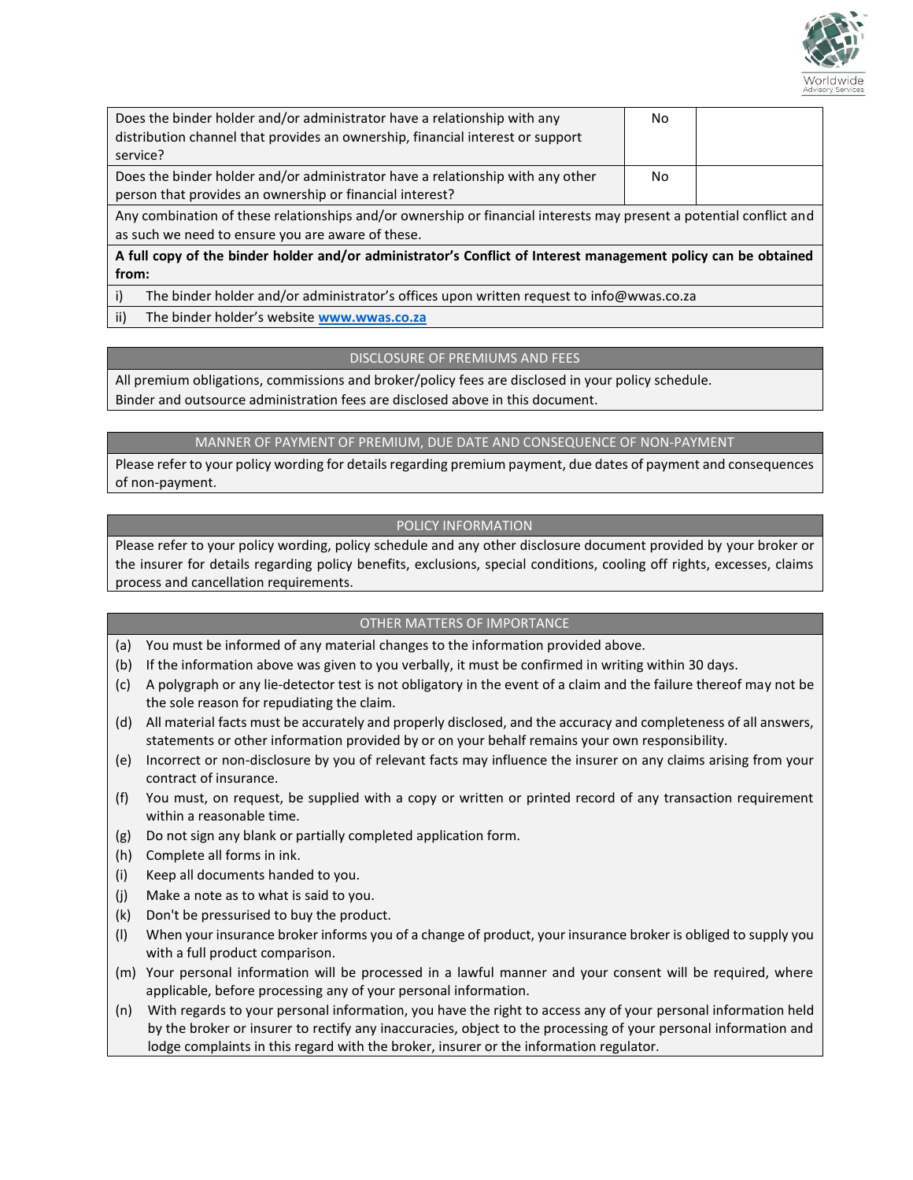| | | |
|---|---|---|
| Does the binder holder and/or administrator have a relationship with any distribution channel that provides an ownership, financial interest or support service? | No | |
| Does the binder holder and/or administrator have a relationship with any other person that provides an ownership or financial interest? | No | |

Any combination of these relationships and/or ownership or financial interests may present a potential conflict and as such we need to ensure you are aware of these.

**A full copy of the binder holder and/or administrator's Conflict of Interest management policy can be obtained from:**

i) The binder holder and/or administrator's offices upon written request to info@wwas.co.za

ii) The binder holder's website **www.wwas.co.za**

## DISCLOSURE OF PREMIUMS AND FEES

All premium obligations, commissions and broker/policy fees are disclosed in your policy schedule.
Binder and outsource administration fees are disclosed above in this document.

## MANNER OF PAYMENT OF PREMIUM, DUE DATE AND CONSEQUENCE OF NON-PAYMENT

Please refer to your policy wording for details regarding premium payment, due dates of payment and consequences of non-payment.

## POLICY INFORMATION

Please refer to your policy wording, policy schedule and any other disclosure document provided by your broker or the insurer for details regarding policy benefits, exclusions, special conditions, cooling off rights, excesses, claims process and cancellation requirements.

## OTHER MATTERS OF IMPORTANCE

(a) You must be informed of any material changes to the information provided above.

(b) If the information above was given to you verbally, it must be confirmed in writing within 30 days.

(c) A polygraph or any lie-detector test is not obligatory in the event of a claim and the failure thereof may not be the sole reason for repudiating the claim.

(d) All material facts must be accurately and properly disclosed, and the accuracy and completeness of all answers, statements or other information provided by or on your behalf remains your own responsibility.

(e) Incorrect or non-disclosure by you of relevant facts may influence the insurer on any claims arising from your contract of insurance.

(f) You must, on request, be supplied with a copy or written or printed record of any transaction requirement within a reasonable time.

(g) Do not sign any blank or partially completed application form.

(h) Complete all forms in ink.

(i) Keep all documents handed to you.

(j) Make a note as to what is said to you.

(k) Don't be pressurised to buy the product.

(l) When your insurance broker informs you of a change of product, your insurance broker is obliged to supply you with a full product comparison.

(m) Your personal information will be processed in a lawful manner and your consent will be required, where applicable, before processing any of your personal information.

(n) With regards to your personal information, you have the right to access any of your personal information held by the broker or insurer to rectify any inaccuracies, object to the processing of your personal information and lodge complaints in this regard with the broker, insurer or the information regulator.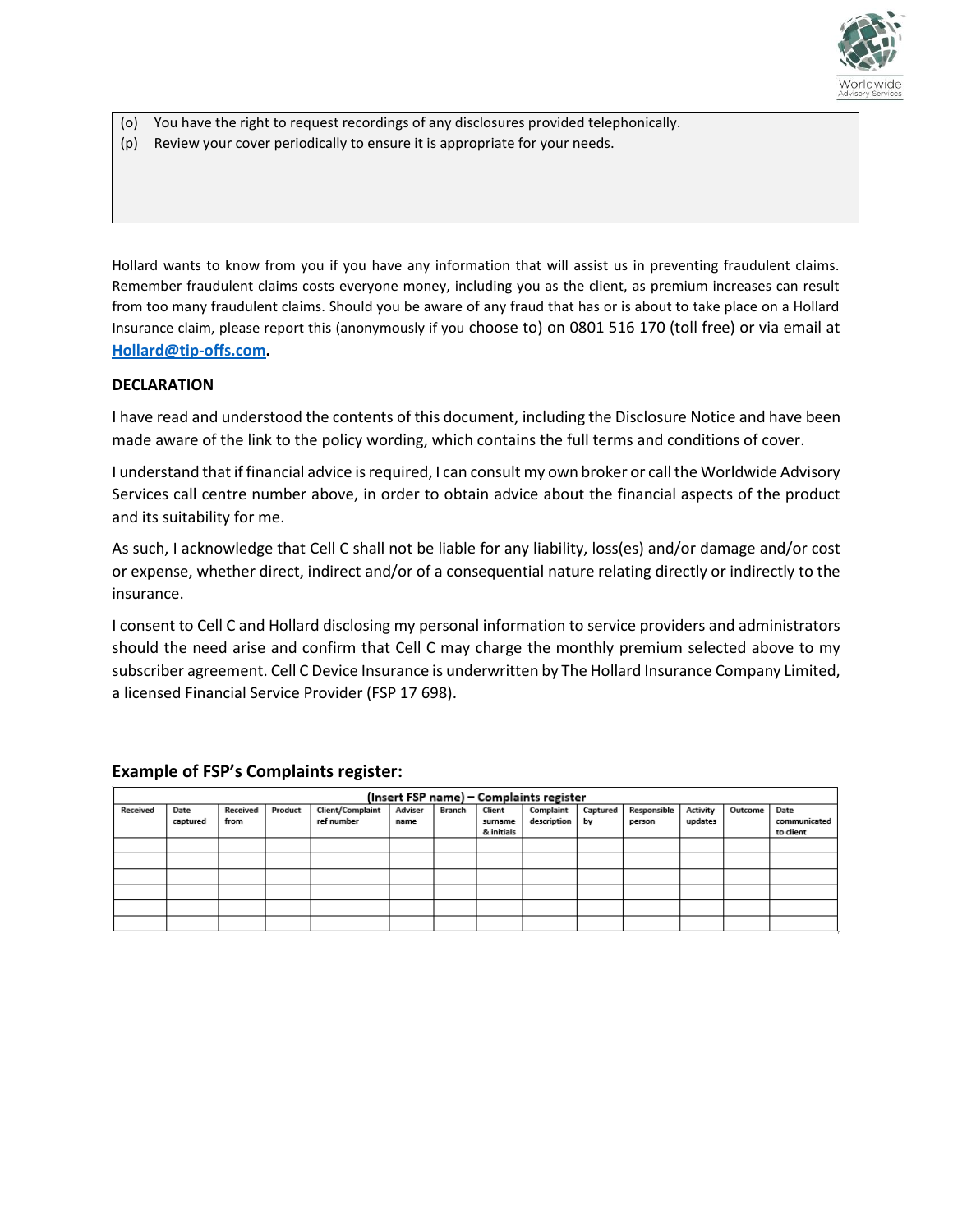(o) You have the right to request recordings of any disclosures provided telephonically.

(p) Review your cover periodically to ensure it is appropriate for your needs.

Hollard wants to know from you if you have any information that will assist us in preventing fraudulent claims. Remember fraudulent claims costs everyone money, including you as the client, as premium increases can result from too many fraudulent claims. Should you be aware of any fraud that has or is about to take place on a Hollard Insurance claim, please report this (anonymously if you choose to) on 0801 516 170 (toll free) or via email at **Hollard@tip-offs.com.**

**DECLARATION**

I have read and understood the contents of this document, including the Disclosure Notice and have been made aware of the link to the policy wording, which contains the full terms and conditions of cover.

I understand that if financial advice is required, I can consult my own broker or call the Worldwide Advisory Services call centre number above, in order to obtain advice about the financial aspects of the product and its suitability for me.

As such, I acknowledge that Cell C shall not be liable for any liability, loss(es) and/or damage and/or cost or expense, whether direct, indirect and/or of a consequential nature relating directly or indirectly to the insurance.

I consent to Cell C and Hollard disclosing my personal information to service providers and administrators should the need arise and confirm that Cell C may charge the monthly premium selected above to my subscriber agreement. Cell C Device Insurance is underwritten by The Hollard Insurance Company Limited, a licensed Financial Service Provider (FSP 17 698).

### Example of FSP's Complaints register:

**(Insert FSP name) – Complaints register**

| Received | Date captured | Received from | Product | Client/Complaint ref number | Adviser name | Branch | Client surname & initials | Complaint description | Captured by | Responsible person | Activity updates | Outcome | Date communicated to client |
|---|---|---|---|---|---|---|---|---|---|---|---|---|---|
| | | | | | | | | | | | | | |
| | | | | | | | | | | | | | |
| | | | | | | | | | | | | | |
| | | | | | | | | | | | | | |
| | | | | | | | | | | | | | |
| | | | | | | | | | | | | | |